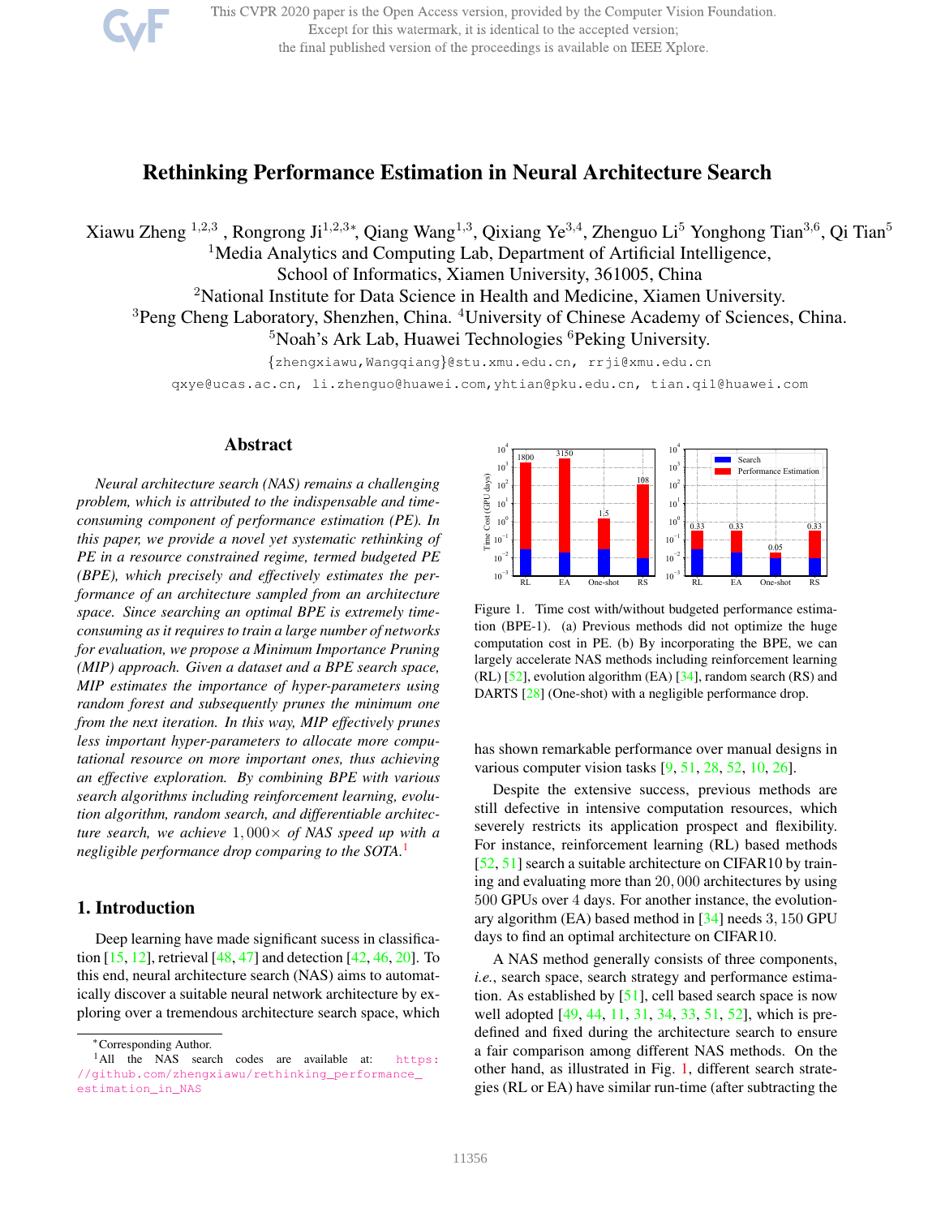# Rethinking Performance Estimation in Neural Architecture Search

Xiawu Zheng [1,2,3], Rongrong Ji[1,2,3*], Qiang Wang[1,3], Qixiang Ye[3,4], Zhenguo Li[5] Yonghong Tian[3,6], Qi Tian[5]

[1]Media Analytics and Computing Lab, Department of Artificial Intelligence, School of Informatics, Xiamen University, 361005, China

[2]National Institute for Data Science in Health and Medicine, Xiamen University.

[3]Peng Cheng Laboratory, Shenzhen, China. [4]University of Chinese Academy of Sciences, China.

[5]Noah's Ark Lab, Huawei Technologies [6]Peking University.

{zhengxiawu,Wangqiang}@stu.xmu.edu.cn, rrji@xmu.edu.cn

qxye@ucas.ac.cn, li.zhenguo@huawei.com, yhtian@pku.edu.cn, tian.qi1@huawei.com

## Abstract

*Neural architecture search (NAS) remains a challenging problem, which is attributed to the indispensable and time-consuming component of performance estimation (PE). In this paper, we provide a novel yet systematic rethinking of PE in a resource constrained regime, termed budgeted PE (BPE), which precisely and effectively estimates the performance of an architecture sampled from an architecture space. Since searching an optimal BPE is extremely time-consuming as it requires to train a large number of networks for evaluation, we propose a Minimum Importance Pruning (MIP) approach. Given a dataset and a BPE search space, MIP estimates the importance of hyper-parameters using random forest and subsequently prunes the minimum one from the next iteration. In this way, MIP effectively prunes less important hyper-parameters to allocate more computational resource on more important ones, thus achieving an effective exploration. By combining BPE with various search algorithms including reinforcement learning, evolution algorithm, random search, and differentiable architecture search, we achieve* $1,000\times$ *of NAS speed up with a negligible performance drop comparing to the SOTA.*[1]

Figure 1. Time cost with/without budgeted performance estimation (BPE-1). (a) Previous methods did not optimize the huge computation cost in PE. (b) By incorporating the BPE, we can largely accelerate NAS methods including reinforcement learning (RL) [52], evolution algorithm (EA) [34], random search (RS) and DARTS [28] (One-shot) with a negligible performance drop.

## 1. Introduction

Deep learning have made significant sucess in classification [15, 12], retrieval [48, 47] and detection [42, 46, 20]. To this end, neural architecture search (NAS) aims to automatically discover a suitable neural network architecture by exploring over a tremendous architecture search space, which has shown remarkable performance over manual designs in various computer vision tasks [9, 51, 28, 52, 10, 26].

Despite the extensive success, previous methods are still defective in intensive computation resources, which severely restricts its application prospect and flexibility. For instance, reinforcement learning (RL) based methods [52, 51] search a suitable architecture on CIFAR10 by training and evaluating more than $20,000$ architectures by using $500$ GPUs over $4$ days. For another instance, the evolutionary algorithm (EA) based method in [34] needs $3,150$ GPU days to find an optimal architecture on CIFAR10.

A NAS method generally consists of three components, *i.e.*, search space, search strategy and performance estimation. As established by [51], cell based search space is now well adopted [49, 44, 11, 31, 34, 33, 51, 52], which is predefined and fixed during the architecture search to ensure a fair comparison among different NAS methods. On the other hand, as illustrated in Fig. 1, different search strategies (RL or EA) have similar run-time (after subtracting the

*Corresponding Author.

[1]All the NAS search codes are available at: https://github.com/zhengxiawu/rethinking_performance_estimation_in_NAS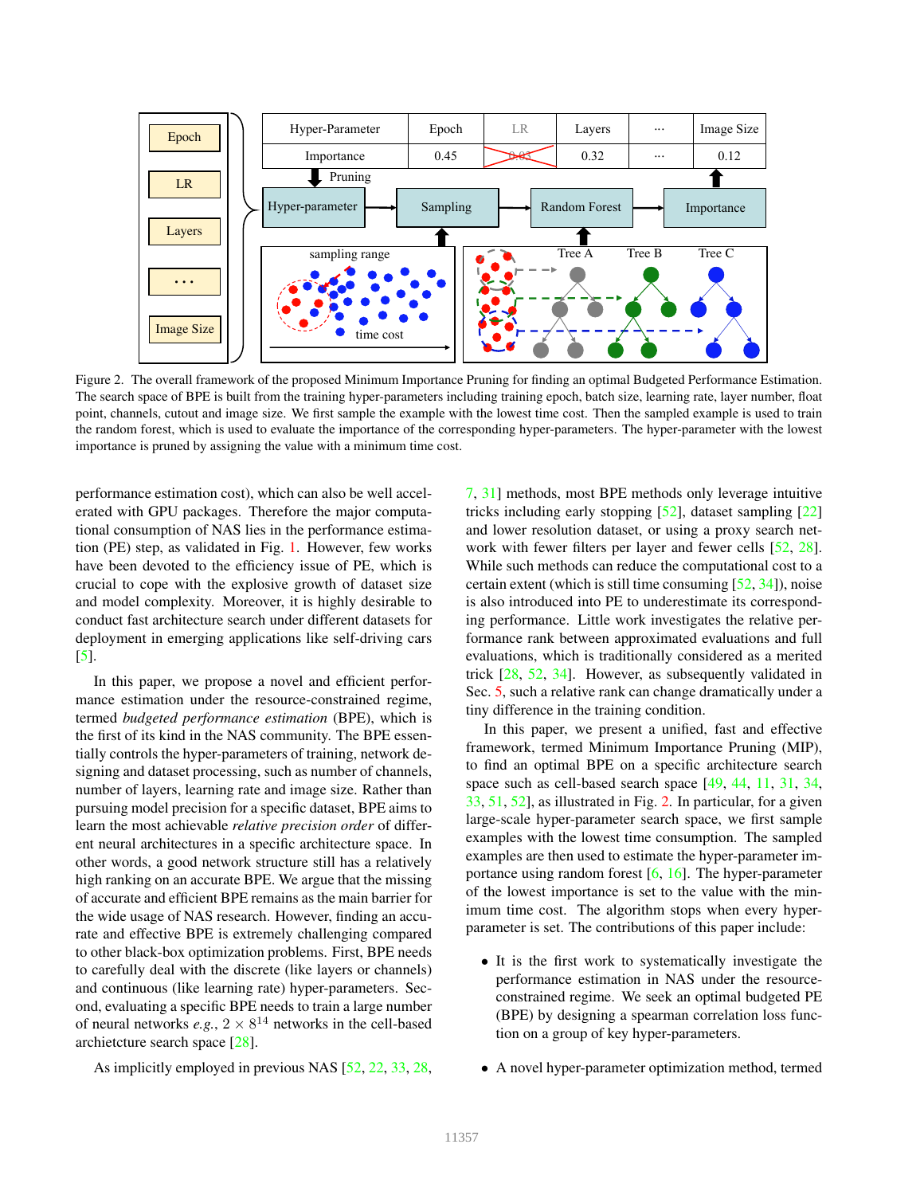Figure 2. The overall framework of the proposed Minimum Importance Pruning for finding an optimal Budgeted Performance Estimation. The search space of BPE is built from the training hyper-parameters including training epoch, batch size, learning rate, layer number, float point, channels, cutout and image size. We first sample the example with the lowest time cost. Then the sampled example is used to train the random forest, which is used to evaluate the importance of the corresponding hyper-parameters. The hyper-parameter with the lowest importance is pruned by assigning the value with a minimum time cost.

performance estimation cost), which can also be well accelerated with GPU packages. Therefore the major computational consumption of NAS lies in the performance estimation (PE) step, as validated in Fig. 1. However, few works have been devoted to the efficiency issue of PE, which is crucial to cope with the explosive growth of dataset size and model complexity. Moreover, it is highly desirable to conduct fast architecture search under different datasets for deployment in emerging applications like self-driving cars [5].

In this paper, we propose a novel and efficient performance estimation under the resource-constrained regime, termed *budgeted performance estimation* (BPE), which is the first of its kind in the NAS community. The BPE essentially controls the hyper-parameters of training, network designing and dataset processing, such as number of channels, number of layers, learning rate and image size. Rather than pursuing model precision for a specific dataset, BPE aims to learn the most achievable *relative precision order* of different neural architectures in a specific architecture space. In other words, a good network structure still has a relatively high ranking on an accurate BPE. We argue that the missing of accurate and effective BPE remains as the main barrier for the wide usage of NAS research. However, finding an accurate and effective BPE is extremely challenging compared to other black-box optimization problems. First, BPE needs to carefully deal with the discrete (like layers or channels) and continuous (like learning rate) hyper-parameters. Second, evaluating a specific BPE needs to train a large number of neural networks *e.g.*, $2 \times 8^{14}$ networks in the cell-based archietcture search space [28].

As implicitly employed in previous NAS [52, 22, 33, 28, 7, 31] methods, most BPE methods only leverage intuitive tricks including early stopping [52], dataset sampling [22] and lower resolution dataset, or using a proxy search network with fewer filters per layer and fewer cells [52, 28]. While such methods can reduce the computational cost to a certain extent (which is still time consuming [52, 34]), noise is also introduced into PE to underestimate its corresponding performance. Little work investigates the relative performance rank between approximated evaluations and full evaluations, which is traditionally considered as a merited trick [28, 52, 34]. However, as subsequently validated in Sec. 5, such a relative rank can change dramatically under a tiny difference in the training condition.

In this paper, we present a unified, fast and effective framework, termed Minimum Importance Pruning (MIP), to find an optimal BPE on a specific architecture search space such as cell-based search space [49, 44, 11, 31, 34, 33, 51, 52], as illustrated in Fig. 2. In particular, for a given large-scale hyper-parameter search space, we first sample examples with the lowest time consumption. The sampled examples are then used to estimate the hyper-parameter importance using random forest [6, 16]. The hyper-parameter of the lowest importance is set to the value with the minimum time cost. The algorithm stops when every hyper-parameter is set. The contributions of this paper include:

- It is the first work to systematically investigate the performance estimation in NAS under the resource-constrained regime. We seek an optimal budgeted PE (BPE) by designing a spearman correlation loss function on a group of key hyper-parameters.
- A novel hyper-parameter optimization method, termed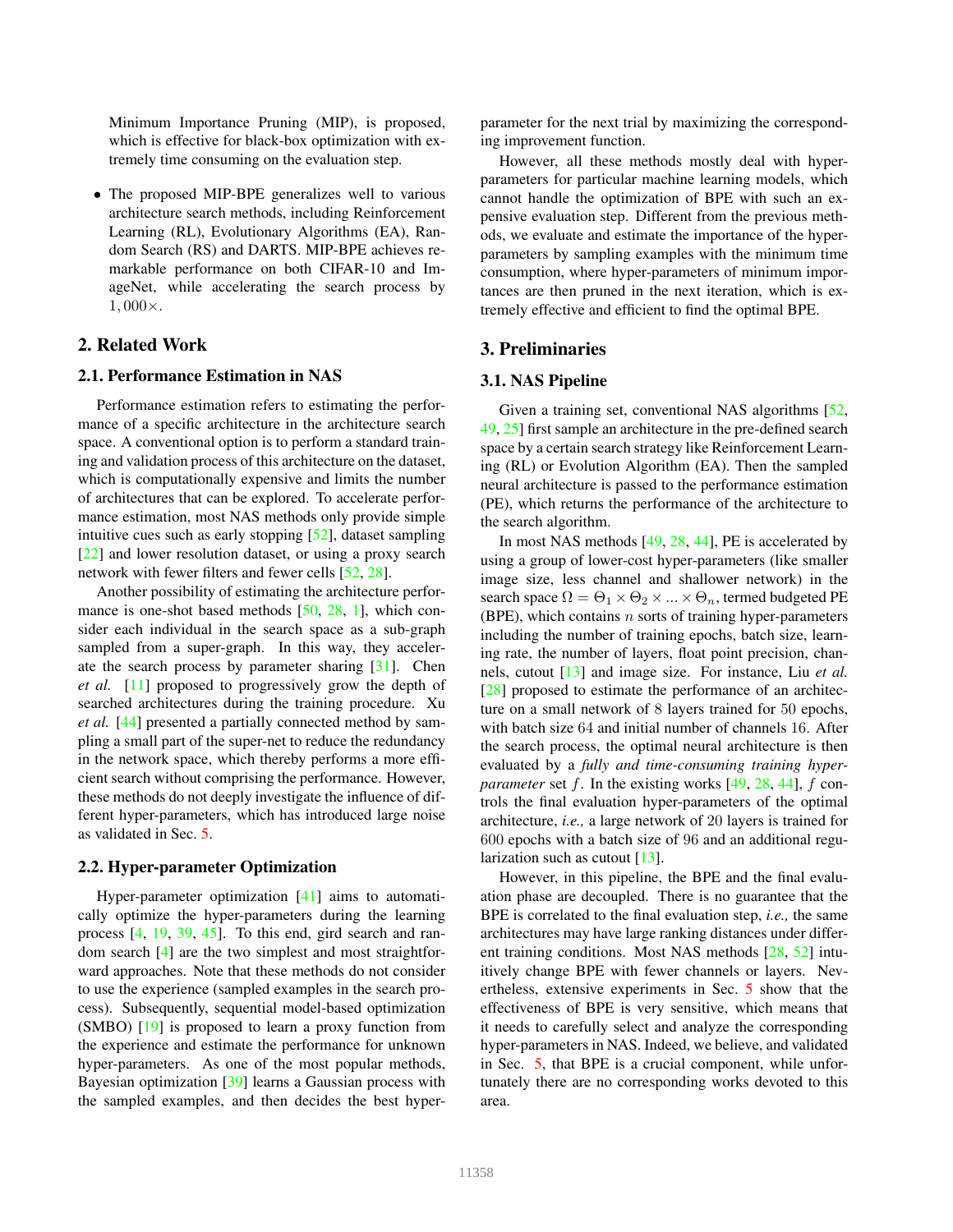Minimum Importance Pruning (MIP), is proposed, which is effective for black-box optimization with extremely time consuming on the evaluation step.

- The proposed MIP-BPE generalizes well to various architecture search methods, including Reinforcement Learning (RL), Evolutionary Algorithms (EA), Random Search (RS) and DARTS. MIP-BPE achieves remarkable performance on both CIFAR-10 and ImageNet, while accelerating the search process by $1,000\times$.

## 2. Related Work

### 2.1. Performance Estimation in NAS

Performance estimation refers to estimating the performance of a specific architecture in the architecture search space. A conventional option is to perform a standard training and validation process of this architecture on the dataset, which is computationally expensive and limits the number of architectures that can be explored. To accelerate performance estimation, most NAS methods only provide simple intuitive cues such as early stopping [52], dataset sampling [22] and lower resolution dataset, or using a proxy search network with fewer filters and fewer cells [52, 28].

Another possibility of estimating the architecture performance is one-shot based methods [50, 28, 1], which consider each individual in the search space as a sub-graph sampled from a super-graph. In this way, they accelerate the search process by parameter sharing [31]. Chen *et al.* [11] proposed to progressively grow the depth of searched architectures during the training procedure. Xu *et al.* [44] presented a partially connected method by sampling a small part of the super-net to reduce the redundancy in the network space, which thereby performs a more efficient search without comprising the performance. However, these methods do not deeply investigate the influence of different hyper-parameters, which has introduced large noise as validated in Sec. 5.

### 2.2. Hyper-parameter Optimization

Hyper-parameter optimization [41] aims to automatically optimize the hyper-parameters during the learning process [4, 19, 39, 45]. To this end, gird search and random search [4] are the two simplest and most straightforward approaches. Note that these methods do not consider to use the experience (sampled examples in the search process). Subsequently, sequential model-based optimization (SMBO) [19] is proposed to learn a proxy function from the experience and estimate the performance for unknown hyper-parameters. As one of the most popular methods, Bayesian optimization [39] learns a Gaussian process with the sampled examples, and then decides the best hyper-parameter for the next trial by maximizing the corresponding improvement function.

However, all these methods mostly deal with hyper-parameters for particular machine learning models, which cannot handle the optimization of BPE with such an expensive evaluation step. Different from the previous methods, we evaluate and estimate the importance of the hyper-parameters by sampling examples with the minimum time consumption, where hyper-parameters of minimum importances are then pruned in the next iteration, which is extremely effective and efficient to find the optimal BPE.

## 3. Preliminaries

### 3.1. NAS Pipeline

Given a training set, conventional NAS algorithms [52, 49, 25] first sample an architecture in the pre-defined search space by a certain search strategy like Reinforcement Learning (RL) or Evolution Algorithm (EA). Then the sampled neural architecture is passed to the performance estimation (PE), which returns the performance of the architecture to the search algorithm.

In most NAS methods [49, 28, 44], PE is accelerated by using a group of lower-cost hyper-parameters (like smaller image size, less channel and shallower network) in the search space $\Omega = \Theta_1 \times \Theta_2 \times ... \times \Theta_n$, termed budgeted PE (BPE), which contains $n$ sorts of training hyper-parameters including the number of training epochs, batch size, learning rate, the number of layers, float point precision, channels, cutout [13] and image size. For instance, Liu *et al.* [28] proposed to estimate the performance of an architecture on a small network of 8 layers trained for 50 epochs, with batch size 64 and initial number of channels 16. After the search process, the optimal neural architecture is then evaluated by a *fully and time-consuming training hyper-parameter* set $f$. In the existing works [49, 28, 44], $f$ controls the final evaluation hyper-parameters of the optimal architecture, *i.e.,* a large network of 20 layers is trained for 600 epochs with a batch size of 96 and an additional regularization such as cutout [13].

However, in this pipeline, the BPE and the final evaluation phase are decoupled. There is no guarantee that the BPE is correlated to the final evaluation step, *i.e.,* the same architectures may have large ranking distances under different training conditions. Most NAS methods [28, 52] intuitively change BPE with fewer channels or layers. Nevertheless, extensive experiments in Sec. 5 show that the effectiveness of BPE is very sensitive, which means that it needs to carefully select and analyze the corresponding hyper-parameters in NAS. Indeed, we believe, and validated in Sec. 5, that BPE is a crucial component, while unfortunately there are no corresponding works devoted to this area.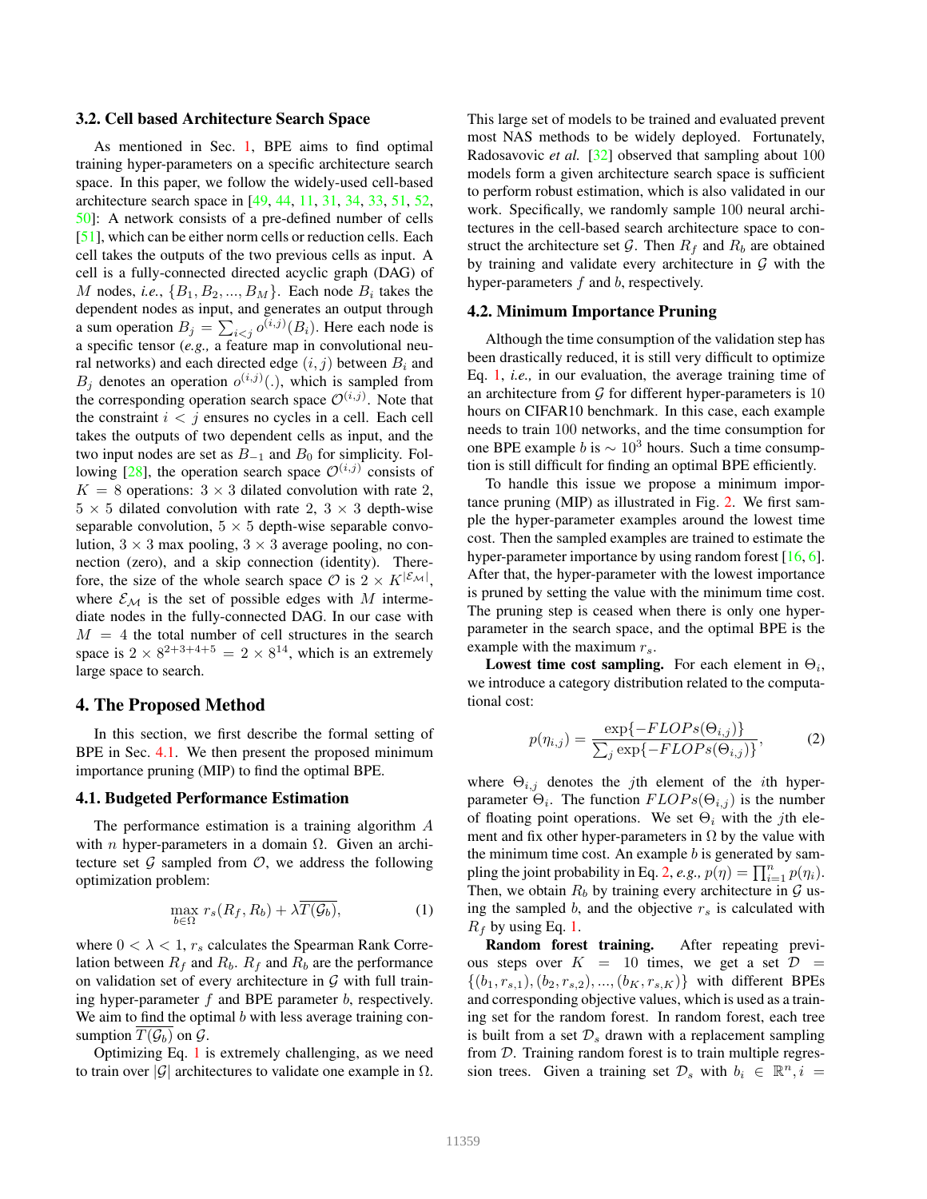### 3.2. Cell based Architecture Search Space

As mentioned in Sec. 1, BPE aims to find optimal training hyper-parameters on a specific architecture search space. In this paper, we follow the widely-used cell-based architecture search space in [49, 44, 11, 31, 34, 33, 51, 52, 50]: A network consists of a pre-defined number of cells [51], which can be either norm cells or reduction cells. Each cell takes the outputs of the two previous cells as input. A cell is a fully-connected directed acyclic graph (DAG) of $M$ nodes, *i.e.*, $\{B_1, B_2, ..., B_M\}$. Each node $B_i$ takes the dependent nodes as input, and generates an output through a sum operation $B_j = \sum_{i<j} o^{(i,j)}(B_i)$. Here each node is a specific tensor (*e.g.,* a feature map in convolutional neural networks) and each directed edge $(i, j)$ between $B_i$ and $B_j$ denotes an operation $o^{(i,j)}(.)$, which is sampled from the corresponding operation search space $\mathcal{O}^{(i,j)}$. Note that the constraint $i < j$ ensures no cycles in a cell. Each cell takes the outputs of two dependent cells as input, and the two input nodes are set as $B_{-1}$ and $B_0$ for simplicity. Following [28], the operation search space $\mathcal{O}^{(i,j)}$ consists of $K = 8$ operations: $3 \times 3$ dilated convolution with rate 2, $5 \times 5$ dilated convolution with rate 2, $3 \times 3$ depth-wise separable convolution, $5 \times 5$ depth-wise separable convolution, $3 \times 3$ max pooling, $3 \times 3$ average pooling, no connection (zero), and a skip connection (identity). Therefore, the size of the whole search space $\mathcal{O}$ is $2 \times K^{|\mathcal{E}_\mathcal{M}|}$, where $\mathcal{E}_\mathcal{M}$ is the set of possible edges with $M$ intermediate nodes in the fully-connected DAG. In our case with $M = 4$ the total number of cell structures in the search space is $2 \times 8^{2+3+4+5} = 2 \times 8^{14}$, which is an extremely large space to search.

## 4. The Proposed Method

In this section, we first describe the formal setting of BPE in Sec. 4.1. We then present the proposed minimum importance pruning (MIP) to find the optimal BPE.

### 4.1. Budgeted Performance Estimation

The performance estimation is a training algorithm $A$ with $n$ hyper-parameters in a domain $\Omega$. Given an architecture set $\mathcal{G}$ sampled from $\mathcal{O}$, we address the following optimization problem:

$$\max_{b \in \Omega} r_s(R_f, R_b) + \lambda \overline{T(\mathcal{G}_b)}, \tag{1}$$

where $0 < \lambda < 1$, $r_s$ calculates the Spearman Rank Correlation between $R_f$ and $R_b$. $R_f$ and $R_b$ are the performance on validation set of every architecture in $\mathcal{G}$ with full training hyper-parameter $f$ and BPE parameter $b$, respectively. We aim to find the optimal $b$ with less average training consumption $\overline{T(\mathcal{G}_b)}$ on $\mathcal{G}$.

Optimizing Eq. 1 is extremely challenging, as we need to train over $|\mathcal{G}|$ architectures to validate one example in $\Omega$. This large set of models to be trained and evaluated prevent most NAS methods to be widely deployed. Fortunately, Radosavovic *et al.* [32] observed that sampling about 100 models form a given architecture search space is sufficient to perform robust estimation, which is also validated in our work. Specifically, we randomly sample 100 neural architectures in the cell-based search architecture space to construct the architecture set $\mathcal{G}$. Then $R_f$ and $R_b$ are obtained by training and validate every architecture in $\mathcal{G}$ with the hyper-parameters $f$ and $b$, respectively.

### 4.2. Minimum Importance Pruning

Although the time consumption of the validation step has been drastically reduced, it is still very difficult to optimize Eq. 1, *i.e.,* in our evaluation, the average training time of an architecture from $\mathcal{G}$ for different hyper-parameters is 10 hours on CIFAR10 benchmark. In this case, each example needs to train 100 networks, and the time consumption for one BPE example $b$ is $\sim 10^3$ hours. Such a time consumption is still difficult for finding an optimal BPE efficiently.

To handle this issue we propose a minimum importance pruning (MIP) as illustrated in Fig. 2. We first sample the hyper-parameter examples around the lowest time cost. Then the sampled examples are trained to estimate the hyper-parameter importance by using random forest [16, 6]. After that, the hyper-parameter with the lowest importance is pruned by setting the value with the minimum time cost. The pruning step is ceased when there is only one hyper-parameter in the search space, and the optimal BPE is the example with the maximum $r_s$.

**Lowest time cost sampling.** For each element in $\Theta_i$, we introduce a category distribution related to the computational cost:

$$p(\eta_{i,j}) = \frac{\exp\{-FLOPs(\Theta_{i,j})\}}{\sum_j \exp\{-FLOPs(\Theta_{i,j})\}}, \tag{2}$$

where $\Theta_{i,j}$ denotes the $j$th element of the $i$th hyper-parameter $\Theta_i$. The function $FLOPs(\Theta_{i,j})$ is the number of floating point operations. We set $\Theta_i$ with the $j$th element and fix other hyper-parameters in $\Omega$ by the value with the minimum time cost. An example $b$ is generated by sampling the joint probability in Eq. 2, *e.g.,* $p(\eta) = \prod_{i=1}^{n} p(\eta_i)$. Then, we obtain $R_b$ by training every architecture in $\mathcal{G}$ using the sampled $b$, and the objective $r_s$ is calculated with $R_f$ by using Eq. 1.

**Random forest training.** After repeating previous steps over $K = 10$ times, we get a set $\mathcal{D} = \{(b_1, r_{s,1}), (b_2, r_{s,2}), ..., (b_K, r_{s,K})\}$ with different BPEs and corresponding objective values, which is used as a training set for the random forest. In random forest, each tree is built from a set $\mathcal{D}_s$ drawn with a replacement sampling from $\mathcal{D}$. Training random forest is to train multiple regression trees. Given a training set $\mathcal{D}_s$ with $b_i \in \mathbb{R}^n, i =$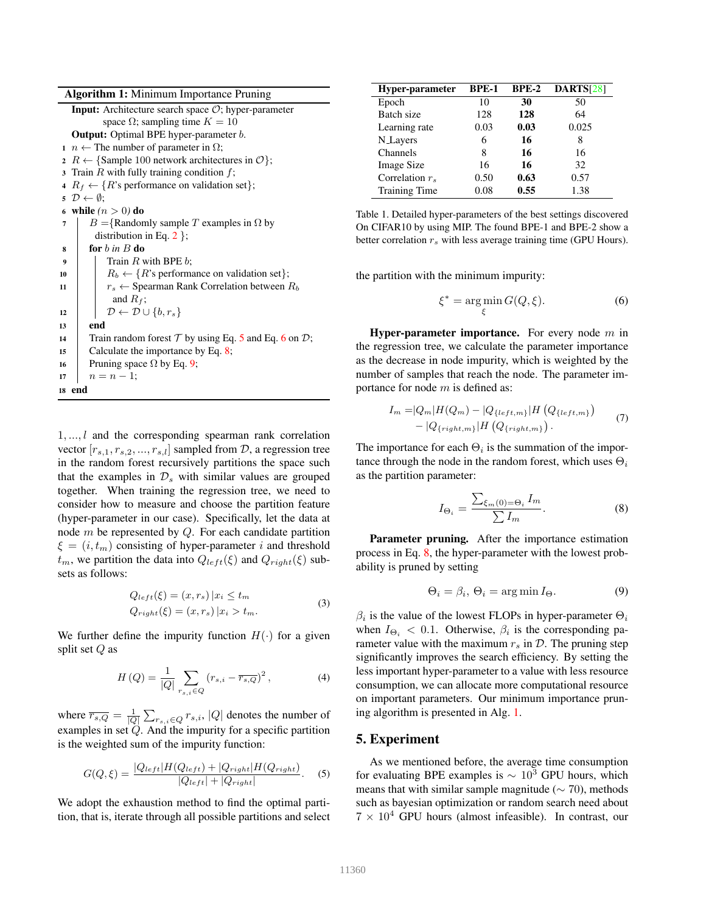**Algorithm 1:** Minimum Importance Pruning

**Input:** Architecture search space $\mathcal{O}$; hyper-parameter space $\Omega$; sampling time $K = 10$

**Output:** Optimal BPE hyper-parameter $b$.

```
1  n ← The number of parameter in Ω;
2  R ← {Sample 100 network architectures in O};
3  Train R with fully training condition f;
4  R_f ← {R's performance on validation set};
5  D ← ∅;
6  while (n > 0) do
7      B ={Randomly sample T examples in Ω by distribution in Eq. 2 };
8      for b in B do
9          Train R with BPE b;
10         R_b ← {R's performance on validation set};
11         r_s ← Spearman Rank Correlation between R_b and R_f;
12         D ← D ∪ {b, r_s}
13     end
14     Train random forest T by using Eq. 5 and Eq. 6 on D;
15     Calculate the importance by Eq. 8;
16     Pruning space Ω by Eq. 9;
17     n = n − 1;
18 end
```

$1,...,l$ and the corresponding spearman rank correlation vector $[r_{s,1}, r_{s,2}, ..., r_{s,l}]$ sampled from $\mathcal{D}$, a regression tree in the random forest recursively partitions the space such that the examples in $\mathcal{D}_s$ with similar values are grouped together. When training the regression tree, we need to consider how to measure and choose the partition feature (hyper-parameter in our case). Specifically, let the data at node $m$ be represented by $Q$. For each candidate partition $\xi = (i, t_m)$ consisting of hyper-parameter $i$ and threshold $t_m$, we partition the data into $Q_{left}(\xi)$ and $Q_{right}(\xi)$ subsets as follows:

$$
\begin{aligned}
Q_{left}(\xi) &= (x, r_s) \, | x_i \leq t_m \\
Q_{right}(\xi) &= (x, r_s) \, | x_i > t_m.
\end{aligned}
\tag{3}
$$

We further define the impurity function $H(\cdot)$ for a given split set $Q$ as

$$
H(Q) = \frac{1}{|Q|} \sum_{r_{s,i} \in Q} (r_{s,i} - \overline{r_{s,Q}})^2, \tag{4}
$$

where $\overline{r_{s,Q}} = \frac{1}{|Q|} \sum_{r_{s,i} \in Q} r_{s,i}$, $|Q|$ denotes the number of examples in set $Q$. And the impurity for a specific partition is the weighted sum of the impurity function:

$$
G(Q, \xi) = \frac{|Q_{left}| H(Q_{left}) + |Q_{right}| H(Q_{right})}{|Q_{left}| + |Q_{right}|}. \tag{5}
$$

We adopt the exhaustion method to find the optimal partition, that is, iterate through all possible partitions and select the partition with the minimum impurity:

$$
\xi^* = \arg\min_{\xi} G(Q, \xi). \tag{6}
$$

| Hyper-parameter | BPE-1 | BPE-2 | DARTS[28] |
|---|---|---|---|
| Epoch | 10 | **30** | 50 |
| Batch size | 128 | **128** | 64 |
| Learning rate | 0.03 | **0.03** | 0.025 |
| N_Layers | 6 | **16** | 8 |
| Channels | 8 | **16** | 16 |
| Image Size | 16 | **16** | 32 |
| Correlation $r_s$ | 0.50 | **0.63** | 0.57 |
| Training Time | 0.08 | **0.55** | 1.38 |

Table 1. Detailed hyper-parameters of the best settings discovered On CIFAR10 by using MIP. The found BPE-1 and BPE-2 show a better correlation $r_s$ with less average training time (GPU Hours).

**Hyper-parameter importance.** For every node $m$ in the regression tree, we calculate the parameter importance as the decrease in node impurity, which is weighted by the number of samples that reach the node. The parameter importance for node $m$ is defined as:

$$
\begin{aligned}
I_m = &|Q_m| H(Q_m) - |Q_{\{left,m\}}| H\left(Q_{\{left,m\}}\right) \\
&- |Q_{\{right,m\}}| H\left(Q_{\{right,m\}}\right).
\end{aligned}
\tag{7}
$$

The importance for each $\Theta_i$ is the summation of the importance through the node in the random forest, which uses $\Theta_i$ as the partition parameter:

$$
I_{\Theta_i} = \frac{\sum_{\xi_m(0) = \Theta_i} I_m}{\sum I_m}. \tag{8}
$$

**Parameter pruning.** After the importance estimation process in Eq. 8, the hyper-parameter with the lowest probability is pruned by setting

$$
\Theta_i = \beta_i, \; \Theta_i = \arg\min I_{\Theta}. \tag{9}
$$

$\beta_i$ is the value of the lowest FLOPs in hyper-parameter $\Theta_i$ when $I_{\Theta_i} < 0.1$. Otherwise, $\beta_i$ is the corresponding parameter value with the maximum $r_s$ in $\mathcal{D}$. The pruning step significantly improves the search efficiency. By setting the less important hyper-parameter to a value with less resource consumption, we can allocate more computational resource on important parameters. Our minimum importance pruning algorithm is presented in Alg. 1.

## 5. Experiment

As we mentioned before, the average time consumption for evaluating BPE examples is $\sim 10^3$ GPU hours, which means that with similar sample magnitude ($\sim 70$), methods such as bayesian optimization or random search need about $7 \times 10^4$ GPU hours (almost infeasible). In contrast, our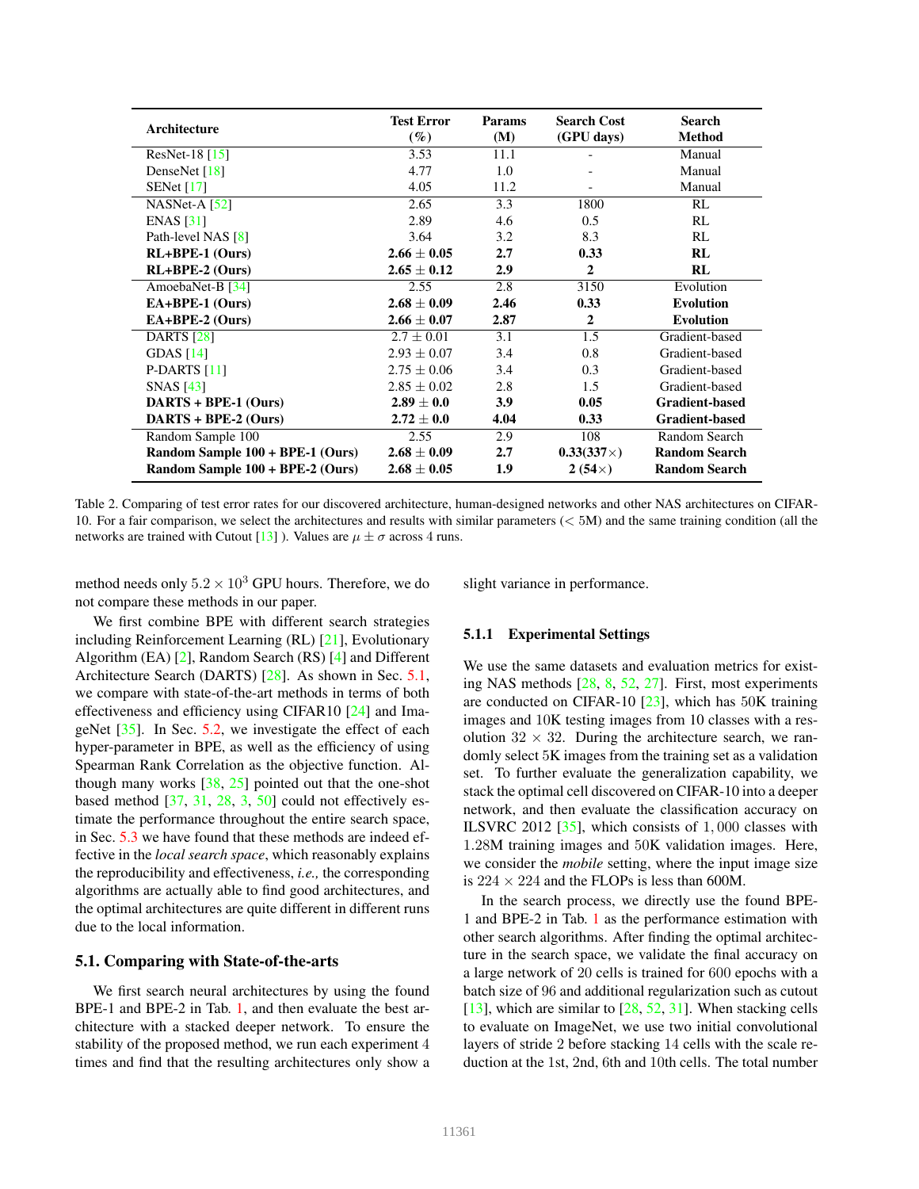| Architecture | Test Error (%) | Params (M) | Search Cost (GPU days) | Search Method |
|---|---|---|---|---|
| ResNet-18 [15] | 3.53 | 11.1 | - | Manual |
| DenseNet [18] | 4.77 | 1.0 | - | Manual |
| SENet [17] | 4.05 | 11.2 | - | Manual |
| NASNet-A [52] | 2.65 | 3.3 | 1800 | RL |
| ENAS [31] | 2.89 | 4.6 | 0.5 | RL |
| Path-level NAS [8] | 3.64 | 3.2 | 8.3 | RL |
| **RL+BPE-1 (Ours)** | **2.66 $\pm$ 0.05** | **2.7** | **0.33** | **RL** |
| **RL+BPE-2 (Ours)** | **2.65 $\pm$ 0.12** | **2.9** | **2** | **RL** |
| AmoebaNet-B [34] | 2.55 | 2.8 | 3150 | Evolution |
| **EA+BPE-1 (Ours)** | **2.68 $\pm$ 0.09** | **2.46** | **0.33** | **Evolution** |
| **EA+BPE-2 (Ours)** | **2.66 $\pm$ 0.07** | **2.87** | **2** | **Evolution** |
| DARTS [28] | 2.7 $\pm$ 0.01 | 3.1 | 1.5 | Gradient-based |
| GDAS [14] | 2.93 $\pm$ 0.07 | 3.4 | 0.8 | Gradient-based |
| P-DARTS [11] | 2.75 $\pm$ 0.06 | 3.4 | 0.3 | Gradient-based |
| SNAS [43] | 2.85 $\pm$ 0.02 | 2.8 | 1.5 | Gradient-based |
| **DARTS + BPE-1 (Ours)** | **2.89 $\pm$ 0.0** | **3.9** | **0.05** | **Gradient-based** |
| **DARTS + BPE-2 (Ours)** | **2.72 $\pm$ 0.0** | **4.04** | **0.33** | **Gradient-based** |
| Random Sample 100 | 2.55 | 2.9 | 108 | Random Search |
| **Random Sample 100 + BPE-1 (Ours)** | **2.68 $\pm$ 0.09** | **2.7** | **0.33(337$\times$)** | **Random Search** |
| **Random Sample 100 + BPE-2 (Ours)** | **2.68 $\pm$ 0.05** | **1.9** | **2 (54$\times$)** | **Random Search** |

Table 2. Comparing of test error rates for our discovered architecture, human-designed networks and other NAS architectures on CIFAR-10. For a fair comparison, we select the architectures and results with similar parameters ($< 5$M) and the same training condition (all the networks are trained with Cutout [13] ). Values are $\mu \pm \sigma$ across 4 runs.

method needs only $5.2 \times 10^3$ GPU hours. Therefore, we do not compare these methods in our paper.

We first combine BPE with different search strategies including Reinforcement Learning (RL) [21], Evolutionary Algorithm (EA) [2], Random Search (RS) [4] and Different Architecture Search (DARTS) [28]. As shown in Sec. 5.1, we compare with state-of-the-art methods in terms of both effectiveness and efficiency using CIFAR10 [24] and ImageNet [35]. In Sec. 5.2, we investigate the effect of each hyper-parameter in BPE, as well as the efficiency of using Spearman Rank Correlation as the objective function. Although many works [38, 25] pointed out that the one-shot based method [37, 31, 28, 3, 50] could not effectively estimate the performance throughout the entire search space, in Sec. 5.3 we have found that these methods are indeed effective in the *local search space*, which reasonably explains the reproducibility and effectiveness, *i.e.,* the corresponding algorithms are actually able to find good architectures, and the optimal architectures are quite different in different runs due to the local information.

## 5.1. Comparing with State-of-the-arts

We first search neural architectures by using the found BPE-1 and BPE-2 in Tab. 1, and then evaluate the best architecture with a stacked deeper network. To ensure the stability of the proposed method, we run each experiment 4 times and find that the resulting architectures only show a slight variance in performance.

### 5.1.1 Experimental Settings

We use the same datasets and evaluation metrics for existing NAS methods [28, 8, 52, 27]. First, most experiments are conducted on CIFAR-10 [23], which has $50$K training images and $10$K testing images from 10 classes with a resolution $32 \times 32$. During the architecture search, we randomly select $5$K images from the training set as a validation set. To further evaluate the generalization capability, we stack the optimal cell discovered on CIFAR-10 into a deeper network, and then evaluate the classification accuracy on ILSVRC 2012 [35], which consists of $1,000$ classes with $1.28$M training images and $50$K validation images. Here, we consider the *mobile* setting, where the input image size is $224 \times 224$ and the FLOPs is less than 600M.

In the search process, we directly use the found BPE-1 and BPE-2 in Tab. 1 as the performance estimation with other search algorithms. After finding the optimal architecture in the search space, we validate the final accuracy on a large network of 20 cells is trained for 600 epochs with a batch size of 96 and additional regularization such as cutout [13], which are similar to [28, 52, 31]. When stacking cells to evaluate on ImageNet, we use two initial convolutional layers of stride 2 before stacking 14 cells with the scale reduction at the 1st, 2nd, 6th and 10th cells. The total number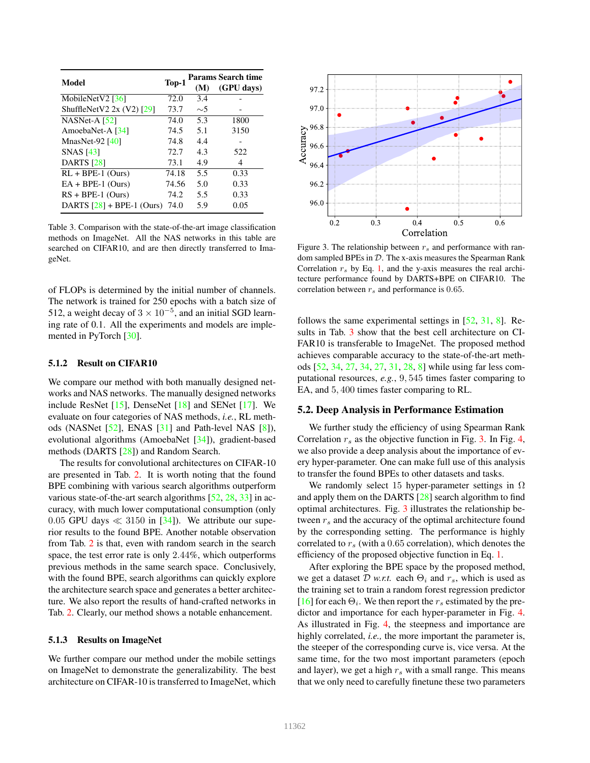| Model | Top-1 | Params (M) | Search time (GPU days) |
|---|---|---|---|
| MobileNetV2 [36] | 72.0 | 3.4 | - |
| ShuffleNetV2 2x (V2) [29] | 73.7 | ∼5 | - |
| NASNet-A [52] | 74.0 | 5.3 | 1800 |
| AmoebaNet-A [34] | 74.5 | 5.1 | 3150 |
| MnasNet-92 [40] | 74.8 | 4.4 | - |
| SNAS [43] | 72.7 | 4.3 | 522 |
| DARTS [28] | 73.1 | 4.9 | 4 |
| RL + BPE-1 (Ours) | 74.18 | 5.5 | 0.33 |
| EA + BPE-1 (Ours) | 74.56 | 5.0 | 0.33 |
| RS + BPE-1 (Ours) | 74.2 | 5.5 | 0.33 |
| DARTS [28] + BPE-1 (Ours) | 74.0 | 5.9 | 0.05 |

Table 3. Comparison with the state-of-the-art image classification methods on ImageNet. All the NAS networks in this table are searched on CIFAR10, and are then directly transferred to ImageNet.

of FLOPs is determined by the initial number of channels. The network is trained for 250 epochs with a batch size of 512, a weight decay of $3 \times 10^{-5}$, and an initial SGD learning rate of 0.1. All the experiments and models are implemented in PyTorch [30].

### 5.1.2 Result on CIFAR10

We compare our method with both manually designed networks and NAS networks. The manually designed networks include ResNet [15], DenseNet [18] and SENet [17]. We evaluate on four categories of NAS methods, *i.e.*, RL methods (NASNet [52], ENAS [31] and Path-level NAS [8]), evolutional algorithms (AmoebaNet [34]), gradient-based methods (DARTS [28]) and Random Search.

The results for convolutional architectures on CIFAR-10 are presented in Tab. 2. It is worth noting that the found BPE combining with various search algorithms outperform various state-of-the-art search algorithms [52, 28, 33] in accuracy, with much lower computational consumption (only 0.05 GPU days $\ll$ 3150 in [34]). We attribute our superior results to the found BPE. Another notable observation from Tab. 2 is that, even with random search in the search space, the test error rate is only 2.44%, which outperforms previous methods in the same search space. Conclusively, with the found BPE, search algorithms can quickly explore the architecture search space and generates a better architecture. We also report the results of hand-crafted networks in Tab. 2. Clearly, our method shows a notable enhancement.

### 5.1.3 Results on ImageNet

We further compare our method under the mobile settings on ImageNet to demonstrate the generalizability. The best architecture on CIFAR-10 is transferred to ImageNet, which follows the same experimental settings in [52, 31, 8]. Results in Tab. 3 show that the best cell architecture on CIFAR10 is transferable to ImageNet. The proposed method achieves comparable accuracy to the state-of-the-art methods [52, 34, 27, 34, 27, 31, 28, 8] while using far less computational resources, *e.g.*, 9,545 times faster comparing to EA, and 5,400 times faster comparing to RL.

Figure 3. The relationship between $r_s$ and performance with random sampled BPEs in $\mathcal{D}$. The x-axis measures the Spearman Rank Correlation $r_s$ by Eq. 1, and the y-axis measures the real architecture performance found by DARTS+BPE on CIFAR10. The correlation between $r_s$ and performance is 0.65.

## 5.2. Deep Analysis in Performance Estimation

We further study the efficiency of using Spearman Rank Correlation $r_s$ as the objective function in Fig. 3. In Fig. 4, we also provide a deep analysis about the importance of every hyper-parameter. One can make full use of this analysis to transfer the found BPEs to other datasets and tasks.

We randomly select 15 hyper-parameter settings in $\Omega$ and apply them on the DARTS [28] search algorithm to find optimal architectures. Fig. 3 illustrates the relationship between $r_s$ and the accuracy of the optimal architecture found by the corresponding setting. The performance is highly correlated to $r_s$ (with a 0.65 correlation), which denotes the efficiency of the proposed objective function in Eq. 1.

After exploring the BPE space by the proposed method, we get a dataset $\mathcal{D}$ *w.r.t.* each $\Theta_i$ and $r_s$, which is used as the training set to train a random forest regression predictor [16] for each $\Theta_i$. We then report the $r_s$ estimated by the predictor and importance for each hyper-parameter in Fig. 4. As illustrated in Fig. 4, the steepness and importance are highly correlated, *i.e.,* the more important the parameter is, the steeper of the corresponding curve is, vice versa. At the same time, for the two most important parameters (epoch and layer), we get a high $r_s$ with a small range. This means that we only need to carefully finetune these two parameters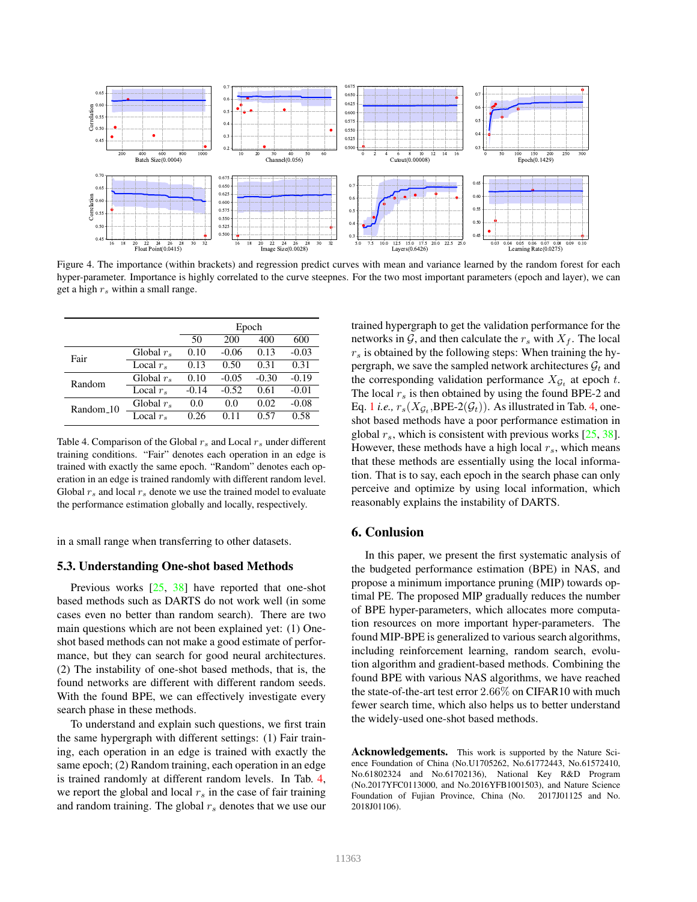Figure 4. The importance (within brackets) and regression predict curves with mean and variance learned by the random forest for each hyper-parameter. Importance is highly correlated to the curve steepnes. For the two most important parameters (epoch and layer), we can get a high $r_s$ within a small range.

| | | Epoch | | | |
|---|---|---|---|---|---|
| | | 50 | 200 | 400 | 600 |
| Fair | Global $r_s$ | 0.10 | -0.06 | 0.13 | -0.03 |
| | Local $r_s$ | 0.13 | 0.50 | 0.31 | 0.31 |
| Random | Global $r_s$ | 0.10 | -0.05 | -0.30 | -0.19 |
| | Local $r_s$ | -0.14 | -0.52 | 0.61 | -0.01 |
| Random_10 | Global $r_s$ | 0.0 | 0.0 | 0.02 | -0.08 |
| | Local $r_s$ | 0.26 | 0.11 | 0.57 | 0.58 |

Table 4. Comparison of the Global $r_s$ and Local $r_s$ under different training conditions. "Fair" denotes each operation in an edge is trained with exactly the same epoch. "Random" denotes each operation in an edge is trained randomly with different random level. Global $r_s$ and local $r_s$ denote we use the trained model to evaluate the performance estimation globally and locally, respectively.

in a small range when transferring to other datasets.

### 5.3. Understanding One-shot based Methods

Previous works [25, 38] have reported that one-shot based methods such as DARTS do not work well (in some cases even no better than random search). There are two main questions which are not been explained yet: (1) One-shot based methods can not make a good estimate of performance, but they can search for good neural architectures. (2) The instability of one-shot based methods, that is, the found networks are different with different random seeds. With the found BPE, we can effectively investigate every search phase in these methods.

To understand and explain such questions, we first train the same hypergraph with different settings: (1) Fair training, each operation in an edge is trained with exactly the same epoch; (2) Random training, each operation in an edge is trained randomly at different random levels. In Tab. 4, we report the global and local $r_s$ in the case of fair training and random training. The global $r_s$ denotes that we use our trained hypergraph to get the validation performance for the networks in $\mathcal{G}$, and then calculate the $r_s$ with $X_f$. The local $r_s$ is obtained by the following steps: When training the hypergraph, we save the sampled network architectures $\mathcal{G}_t$ and the corresponding validation performance $X_{\mathcal{G}_t}$ at epoch $t$. The local $r_s$ is then obtained by using the found BPE-2 and Eq. 1 *i.e.,* $r_s(X_{\mathcal{G}_t}$,BPE-2$(\mathcal{G}_t))$. As illustrated in Tab. 4, one-shot based methods have a poor performance estimation in global $r_s$, which is consistent with previous works [25, 38]. However, these methods have a high local $r_s$, which means that these methods are essentially using the local information. That is to say, each epoch in the search phase can only perceive and optimize by using local information, which reasonably explains the instability of DARTS.

## 6. Conlusion

In this paper, we present the first systematic analysis of the budgeted performance estimation (BPE) in NAS, and propose a minimum importance pruning (MIP) towards optimal PE. The proposed MIP gradually reduces the number of BPE hyper-parameters, which allocates more computation resources on more important hyper-parameters. The found MIP-BPE is generalized to various search algorithms, including reinforcement learning, random search, evolution algorithm and gradient-based methods. Combining the found BPE with various NAS algorithms, we have reached the state-of-the-art test error $2.66\%$ on CIFAR10 with much fewer search time, which also helps us to better understand the widely-used one-shot based methods.

**Acknowledgements.** This work is supported by the Nature Science Foundation of China (No.U1705262, No.61772443, No.61572410, No.61802324 and No.61702136), National Key R&D Program (No.2017YFC0113000, and No.2016YFB1001503), and Nature Science Foundation of Fujian Province, China (No. 2017J01125 and No. 2018J01106).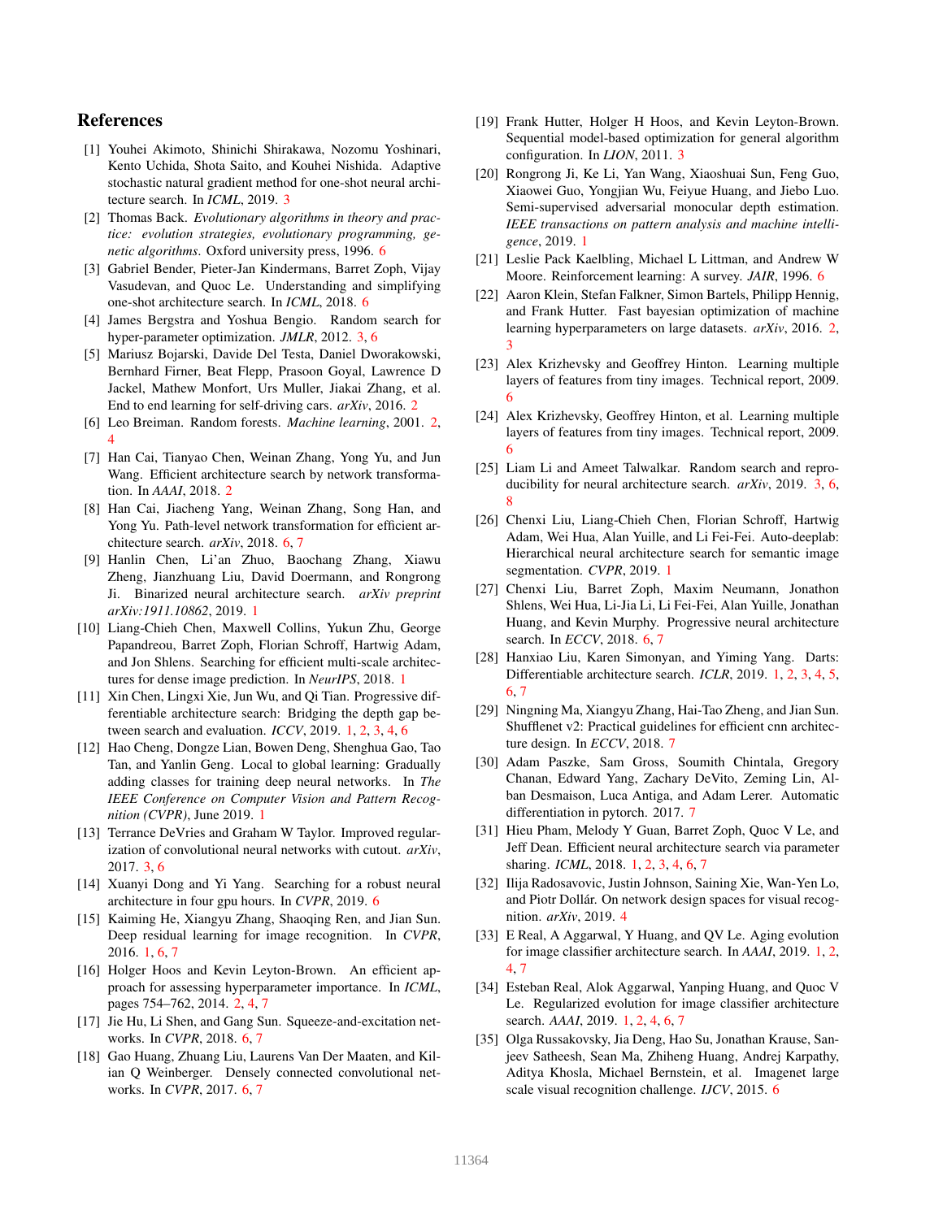## References

[1] Youhei Akimoto, Shinichi Shirakawa, Nozomu Yoshinari, Kento Uchida, Shota Saito, and Kouhei Nishida. Adaptive stochastic natural gradient method for one-shot neural architecture search. In *ICML*, 2019. 3

[2] Thomas Back. *Evolutionary algorithms in theory and practice: evolution strategies, evolutionary programming, genetic algorithms*. Oxford university press, 1996. 6

[3] Gabriel Bender, Pieter-Jan Kindermans, Barret Zoph, Vijay Vasudevan, and Quoc Le. Understanding and simplifying one-shot architecture search. In *ICML*, 2018. 6

[4] James Bergstra and Yoshua Bengio. Random search for hyper-parameter optimization. *JMLR*, 2012. 3, 6

[5] Mariusz Bojarski, Davide Del Testa, Daniel Dworakowski, Bernhard Firner, Beat Flepp, Prasoon Goyal, Lawrence D Jackel, Mathew Monfort, Urs Muller, Jiakai Zhang, et al. End to end learning for self-driving cars. *arXiv*, 2016. 2

[6] Leo Breiman. Random forests. *Machine learning*, 2001. 2, 4

[7] Han Cai, Tianyao Chen, Weinan Zhang, Yong Yu, and Jun Wang. Efficient architecture search by network transformation. In *AAAI*, 2018. 2

[8] Han Cai, Jiacheng Yang, Weinan Zhang, Song Han, and Yong Yu. Path-level network transformation for efficient architecture search. *arXiv*, 2018. 6, 7

[9] Hanlin Chen, Li'an Zhuo, Baochang Zhang, Xiawu Zheng, Jianzhuang Liu, David Doermann, and Rongrong Ji. Binarized neural architecture search. *arXiv preprint arXiv:1911.10862*, 2019. 1

[10] Liang-Chieh Chen, Maxwell Collins, Yukun Zhu, George Papandreou, Barret Zoph, Florian Schroff, Hartwig Adam, and Jon Shlens. Searching for efficient multi-scale architectures for dense image prediction. In *NeurIPS*, 2018. 1

[11] Xin Chen, Lingxi Xie, Jun Wu, and Qi Tian. Progressive differentiable architecture search: Bridging the depth gap between search and evaluation. *ICCV*, 2019. 1, 2, 3, 4, 6

[12] Hao Cheng, Dongze Lian, Bowen Deng, Shenghua Gao, Tao Tan, and Yanlin Geng. Local to global learning: Gradually adding classes for training deep neural networks. In *The IEEE Conference on Computer Vision and Pattern Recognition (CVPR)*, June 2019. 1

[13] Terrance DeVries and Graham W Taylor. Improved regularization of convolutional neural networks with cutout. *arXiv*, 2017. 3, 6

[14] Xuanyi Dong and Yi Yang. Searching for a robust neural architecture in four gpu hours. In *CVPR*, 2019. 6

[15] Kaiming He, Xiangyu Zhang, Shaoqing Ren, and Jian Sun. Deep residual learning for image recognition. In *CVPR*, 2016. 1, 6, 7

[16] Holger Hoos and Kevin Leyton-Brown. An efficient approach for assessing hyperparameter importance. In *ICML*, pages 754–762, 2014. 2, 4, 7

[17] Jie Hu, Li Shen, and Gang Sun. Squeeze-and-excitation networks. In *CVPR*, 2018. 6, 7

[18] Gao Huang, Zhuang Liu, Laurens Van Der Maaten, and Kilian Q Weinberger. Densely connected convolutional networks. In *CVPR*, 2017. 6, 7

[19] Frank Hutter, Holger H Hoos, and Kevin Leyton-Brown. Sequential model-based optimization for general algorithm configuration. In *LION*, 2011. 3

[20] Rongrong Ji, Ke Li, Yan Wang, Xiaoshuai Sun, Feng Guo, Xiaowei Guo, Yongjian Wu, Feiyue Huang, and Jiebo Luo. Semi-supervised adversarial monocular depth estimation. *IEEE transactions on pattern analysis and machine intelligence*, 2019. 1

[21] Leslie Pack Kaelbling, Michael L Littman, and Andrew W Moore. Reinforcement learning: A survey. *JAIR*, 1996. 6

[22] Aaron Klein, Stefan Falkner, Simon Bartels, Philipp Hennig, and Frank Hutter. Fast bayesian optimization of machine learning hyperparameters on large datasets. *arXiv*, 2016. 2, 3

[23] Alex Krizhevsky and Geoffrey Hinton. Learning multiple layers of features from tiny images. Technical report, 2009. 6

[24] Alex Krizhevsky, Geoffrey Hinton, et al. Learning multiple layers of features from tiny images. Technical report, 2009. 6

[25] Liam Li and Ameet Talwalkar. Random search and reproducibility for neural architecture search. *arXiv*, 2019. 3, 6, 8

[26] Chenxi Liu, Liang-Chieh Chen, Florian Schroff, Hartwig Adam, Wei Hua, Alan Yuille, and Li Fei-Fei. Auto-deeplab: Hierarchical neural architecture search for semantic image segmentation. *CVPR*, 2019. 1

[27] Chenxi Liu, Barret Zoph, Maxim Neumann, Jonathon Shlens, Wei Hua, Li-Jia Li, Li Fei-Fei, Alan Yuille, Jonathan Huang, and Kevin Murphy. Progressive neural architecture search. In *ECCV*, 2018. 6, 7

[28] Hanxiao Liu, Karen Simonyan, and Yiming Yang. Darts: Differentiable architecture search. *ICLR*, 2019. 1, 2, 3, 4, 5, 6, 7

[29] Ningning Ma, Xiangyu Zhang, Hai-Tao Zheng, and Jian Sun. Shufflenet v2: Practical guidelines for efficient cnn architecture design. In *ECCV*, 2018. 7

[30] Adam Paszke, Sam Gross, Soumith Chintala, Gregory Chanan, Edward Yang, Zachary DeVito, Zeming Lin, Alban Desmaison, Luca Antiga, and Adam Lerer. Automatic differentiation in pytorch. 2017. 7

[31] Hieu Pham, Melody Y Guan, Barret Zoph, Quoc V Le, and Jeff Dean. Efficient neural architecture search via parameter sharing. *ICML*, 2018. 1, 2, 3, 4, 6, 7

[32] Ilija Radosavovic, Justin Johnson, Saining Xie, Wan-Yen Lo, and Piotr Dollár. On network design spaces for visual recognition. *arXiv*, 2019. 4

[33] E Real, A Aggarwal, Y Huang, and QV Le. Aging evolution for image classifier architecture search. In *AAAI*, 2019. 1, 2, 4, 7

[34] Esteban Real, Alok Aggarwal, Yanping Huang, and Quoc V Le. Regularized evolution for image classifier architecture search. *AAAI*, 2019. 1, 2, 4, 6, 7

[35] Olga Russakovsky, Jia Deng, Hao Su, Jonathan Krause, Sanjeev Satheesh, Sean Ma, Zhiheng Huang, Andrej Karpathy, Aditya Khosla, Michael Bernstein, et al. Imagenet large scale visual recognition challenge. *IJCV*, 2015. 6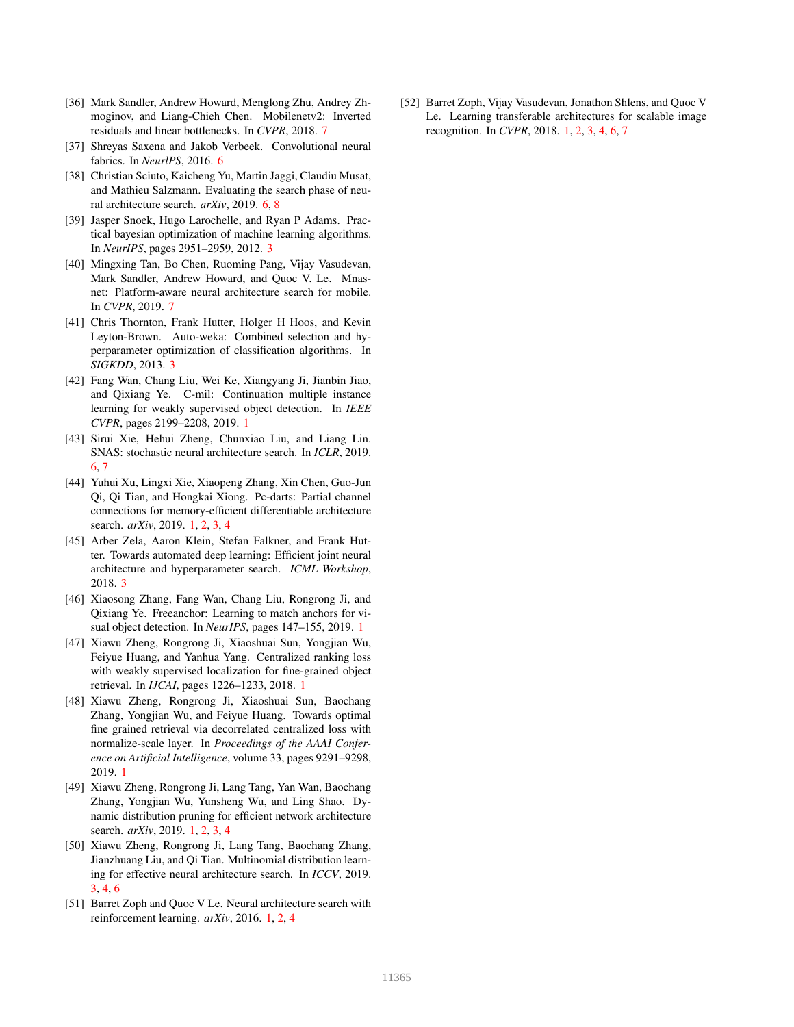[36] Mark Sandler, Andrew Howard, Menglong Zhu, Andrey Zhmoginov, and Liang-Chieh Chen. Mobilenetv2: Inverted residuals and linear bottlenecks. In *CVPR*, 2018. 7

[37] Shreyas Saxena and Jakob Verbeek. Convolutional neural fabrics. In *NeurIPS*, 2016. 6

[38] Christian Sciuto, Kaicheng Yu, Martin Jaggi, Claudiu Musat, and Mathieu Salzmann. Evaluating the search phase of neural architecture search. *arXiv*, 2019. 6, 8

[39] Jasper Snoek, Hugo Larochelle, and Ryan P Adams. Practical bayesian optimization of machine learning algorithms. In *NeurIPS*, pages 2951–2959, 2012. 3

[40] Mingxing Tan, Bo Chen, Ruoming Pang, Vijay Vasudevan, Mark Sandler, Andrew Howard, and Quoc V. Le. Mnasnet: Platform-aware neural architecture search for mobile. In *CVPR*, 2019. 7

[41] Chris Thornton, Frank Hutter, Holger H Hoos, and Kevin Leyton-Brown. Auto-weka: Combined selection and hyperparameter optimization of classification algorithms. In *SIGKDD*, 2013. 3

[42] Fang Wan, Chang Liu, Wei Ke, Xiangyang Ji, Jianbin Jiao, and Qixiang Ye. C-mil: Continuation multiple instance learning for weakly supervised object detection. In *IEEE CVPR*, pages 2199–2208, 2019. 1

[43] Sirui Xie, Hehui Zheng, Chunxiao Liu, and Liang Lin. SNAS: stochastic neural architecture search. In *ICLR*, 2019. 6, 7

[44] Yuhui Xu, Lingxi Xie, Xiaopeng Zhang, Xin Chen, Guo-Jun Qi, Qi Tian, and Hongkai Xiong. Pc-darts: Partial channel connections for memory-efficient differentiable architecture search. *arXiv*, 2019. 1, 2, 3, 4

[45] Arber Zela, Aaron Klein, Stefan Falkner, and Frank Hutter. Towards automated deep learning: Efficient joint neural architecture and hyperparameter search. *ICML Workshop*, 2018. 3

[46] Xiaosong Zhang, Fang Wan, Chang Liu, Rongrong Ji, and Qixiang Ye. Freeanchor: Learning to match anchors for visual object detection. In *NeurIPS*, pages 147–155, 2019. 1

[47] Xiawu Zheng, Rongrong Ji, Xiaoshuai Sun, Yongjian Wu, Feiyue Huang, and Yanhua Yang. Centralized ranking loss with weakly supervised localization for fine-grained object retrieval. In *IJCAI*, pages 1226–1233, 2018. 1

[48] Xiawu Zheng, Rongrong Ji, Xiaoshuai Sun, Baochang Zhang, Yongjian Wu, and Feiyue Huang. Towards optimal fine grained retrieval via decorrelated centralized loss with normalize-scale layer. In *Proceedings of the AAAI Conference on Artificial Intelligence*, volume 33, pages 9291–9298, 2019. 1

[49] Xiawu Zheng, Rongrong Ji, Lang Tang, Yan Wan, Baochang Zhang, Yongjian Wu, Yunsheng Wu, and Ling Shao. Dynamic distribution pruning for efficient network architecture search. *arXiv*, 2019. 1, 2, 3, 4

[50] Xiawu Zheng, Rongrong Ji, Lang Tang, Baochang Zhang, Jianzhuang Liu, and Qi Tian. Multinomial distribution learning for effective neural architecture search. In *ICCV*, 2019. 3, 4, 6

[51] Barret Zoph and Quoc V Le. Neural architecture search with reinforcement learning. *arXiv*, 2016. 1, 2, 4

[52] Barret Zoph, Vijay Vasudevan, Jonathon Shlens, and Quoc V Le. Learning transferable architectures for scalable image recognition. In *CVPR*, 2018. 1, 2, 3, 4, 6, 7